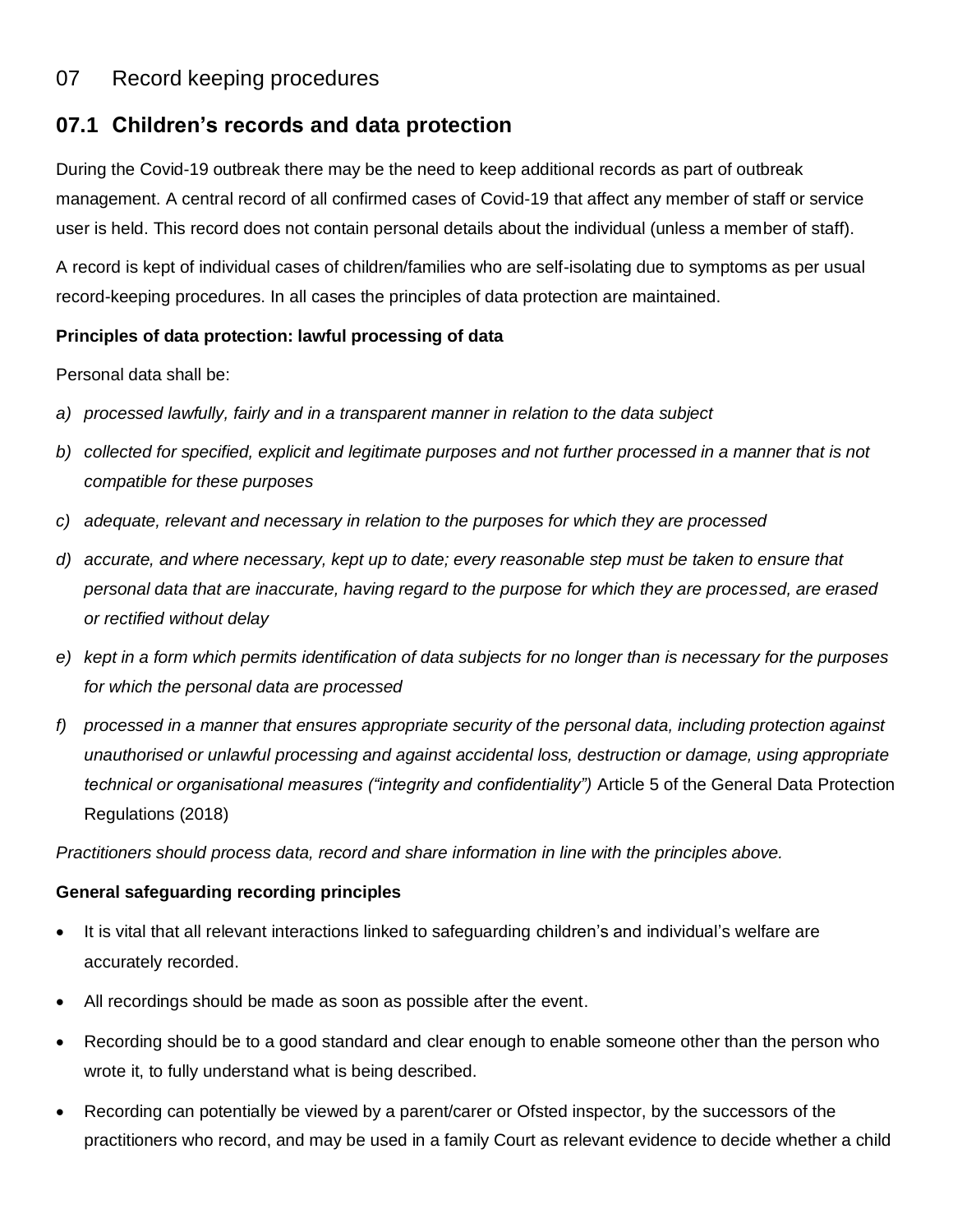## 07 Record keeping procedures

### 07.1 Children's records and data protection

During the Covid-19 outbreak there may be the need to keep additional records as part of outbreak management. A central record of all confirmed cases of Covid-19 that affect any member of staff or service user is held. This record does not contain personal details about the individual (unless a member of staff).

A record is kept of individual cases of children/families who are self-isolating due to symptoms as per usual record-keeping procedures. In all cases the principles of data protection are maintained.

**Principles of data protection: lawful processing of data**

Personal data shall be:

a) *processed lawfully, fairly and in a transparent manner in relation to the data subject*

b) *collected for specified, explicit and legitimate purposes and not further processed in a manner that is not compatible for these purposes*

c) *adequate, relevant and necessary in relation to the purposes for which they are processed*

d) *accurate, and where necessary, kept up to date; every reasonable step must be taken to ensure that personal data that are inaccurate, having regard to the purpose for which they are processed, are erased or rectified without delay*

e) *kept in a form which permits identification of data subjects for no longer than is necessary for the purposes for which the personal data are processed*

f) *processed in a manner that ensures appropriate security of the personal data, including protection against unauthorised or unlawful processing and against accidental loss, destruction or damage, using appropriate technical or organisational measures ("integrity and confidentiality")* Article 5 of the General Data Protection Regulations (2018)

*Practitioners should process data, record and share information in line with the principles above.*

**General safeguarding recording principles**

- It is vital that all relevant interactions linked to safeguarding children's and individual's welfare are accurately recorded.
- All recordings should be made as soon as possible after the event.
- Recording should be to a good standard and clear enough to enable someone other than the person who wrote it, to fully understand what is being described.
- Recording can potentially be viewed by a parent/carer or Ofsted inspector, by the successors of the practitioners who record, and may be used in a family Court as relevant evidence to decide whether a child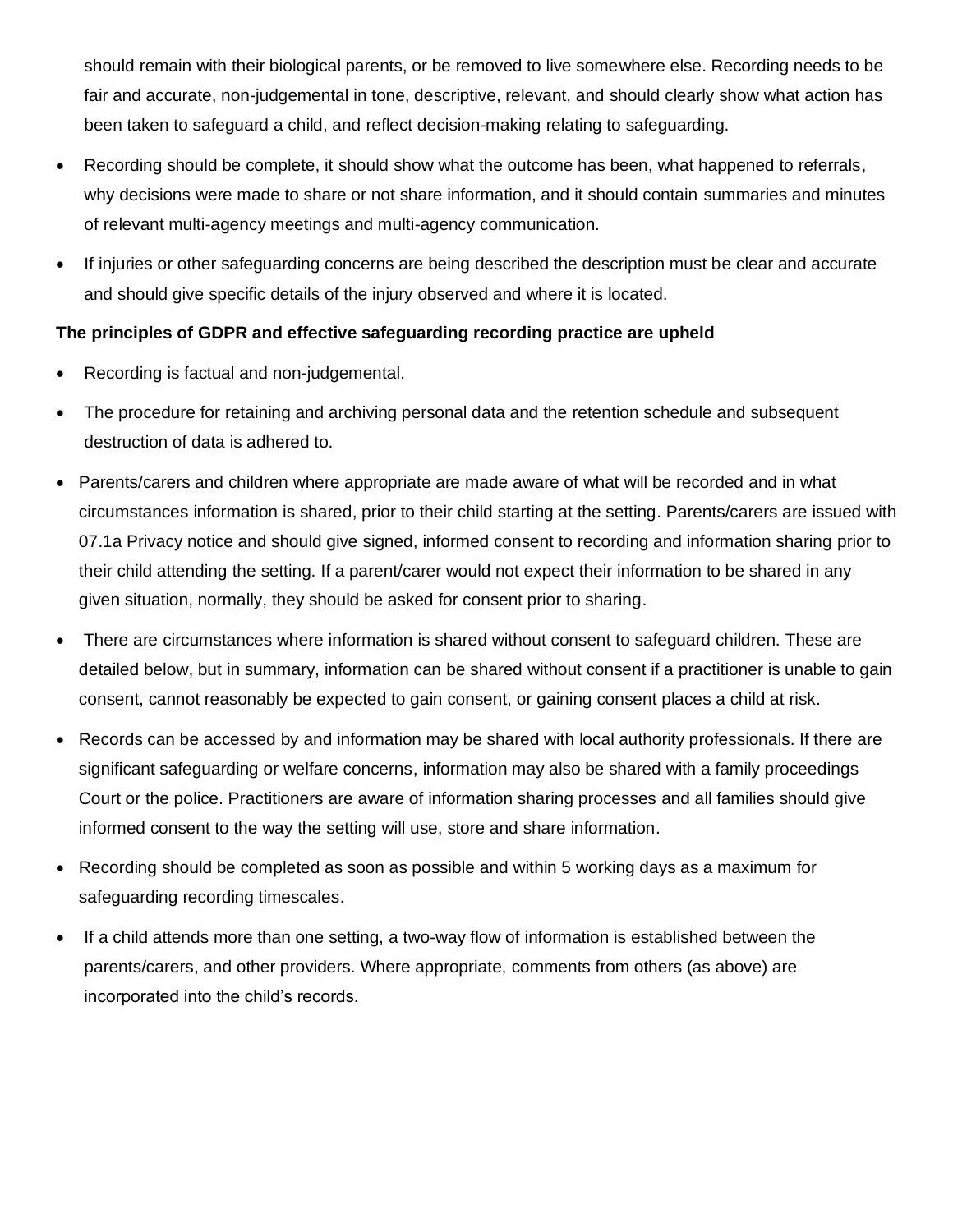should remain with their biological parents, or be removed to live somewhere else. Recording needs to be fair and accurate, non-judgemental in tone, descriptive, relevant, and should clearly show what action has been taken to safeguard a child, and reflect decision-making relating to safeguarding.

- Recording should be complete, it should show what the outcome has been, what happened to referrals, why decisions were made to share or not share information, and it should contain summaries and minutes of relevant multi-agency meetings and multi-agency communication.
- If injuries or other safeguarding concerns are being described the description must be clear and accurate and should give specific details of the injury observed and where it is located.

**The principles of GDPR and effective safeguarding recording practice are upheld**

- Recording is factual and non-judgemental.
- The procedure for retaining and archiving personal data and the retention schedule and subsequent destruction of data is adhered to.
- Parents/carers and children where appropriate are made aware of what will be recorded and in what circumstances information is shared, prior to their child starting at the setting. Parents/carers are issued with 07.1a Privacy notice and should give signed, informed consent to recording and information sharing prior to their child attending the setting. If a parent/carer would not expect their information to be shared in any given situation, normally, they should be asked for consent prior to sharing.
- There are circumstances where information is shared without consent to safeguard children. These are detailed below, but in summary, information can be shared without consent if a practitioner is unable to gain consent, cannot reasonably be expected to gain consent, or gaining consent places a child at risk.
- Records can be accessed by and information may be shared with local authority professionals. If there are significant safeguarding or welfare concerns, information may also be shared with a family proceedings Court or the police. Practitioners are aware of information sharing processes and all families should give informed consent to the way the setting will use, store and share information.
- Recording should be completed as soon as possible and within 5 working days as a maximum for safeguarding recording timescales.
- If a child attends more than one setting, a two-way flow of information is established between the parents/carers, and other providers. Where appropriate, comments from others (as above) are incorporated into the child's records.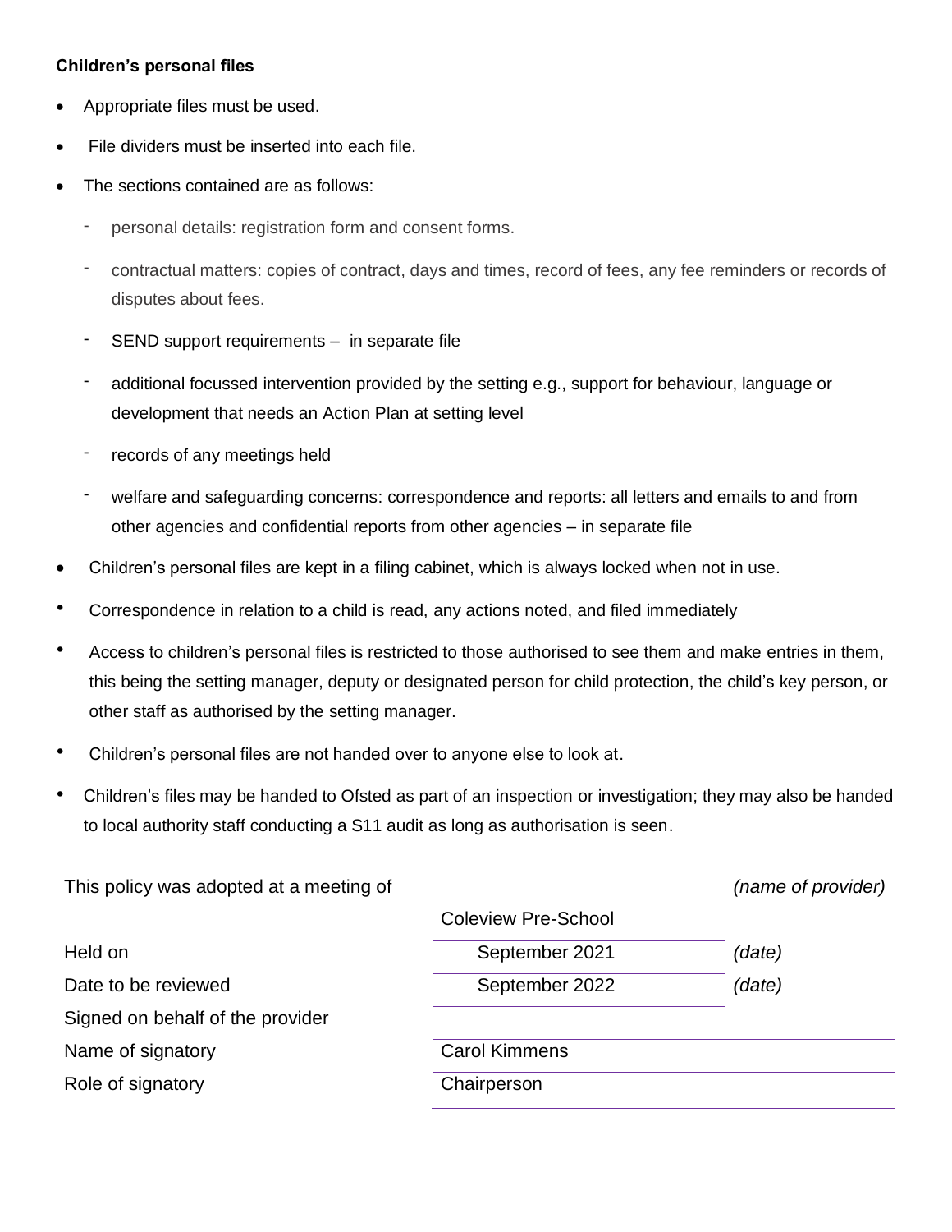**Children's personal files**

- Appropriate files must be used.
- File dividers must be inserted into each file.
- The sections contained are as follows:
  - personal details: registration form and consent forms.
  - contractual matters: copies of contract, days and times, record of fees, any fee reminders or records of disputes about fees.
  - SEND support requirements – in separate file
  - additional focussed intervention provided by the setting e.g., support for behaviour, language or development that needs an Action Plan at setting level
  - records of any meetings held
  - welfare and safeguarding concerns: correspondence and reports: all letters and emails to and from other agencies and confidential reports from other agencies – in separate file
- Children's personal files are kept in a filing cabinet, which is always locked when not in use.
- Correspondence in relation to a child is read, any actions noted, and filed immediately
- Access to children's personal files is restricted to those authorised to see them and make entries in them, this being the setting manager, deputy or designated person for child protection, the child's key person, or other staff as authorised by the setting manager.
- Children's personal files are not handed over to anyone else to look at.
- Children's files may be handed to Ofsted as part of an inspection or investigation; they may also be handed to local authority staff conducting a S11 audit as long as authorisation is seen.

| | | |
|---|---|---|
| This policy was adopted at a meeting of | Coleview Pre-School | *(name of provider)* |
| Held on | September 2021 | *(date)* |
| Date to be reviewed | September 2022 | *(date)* |
| Signed on behalf of the provider | | |
| Name of signatory | Carol Kimmens | |
| Role of signatory | Chairperson | |